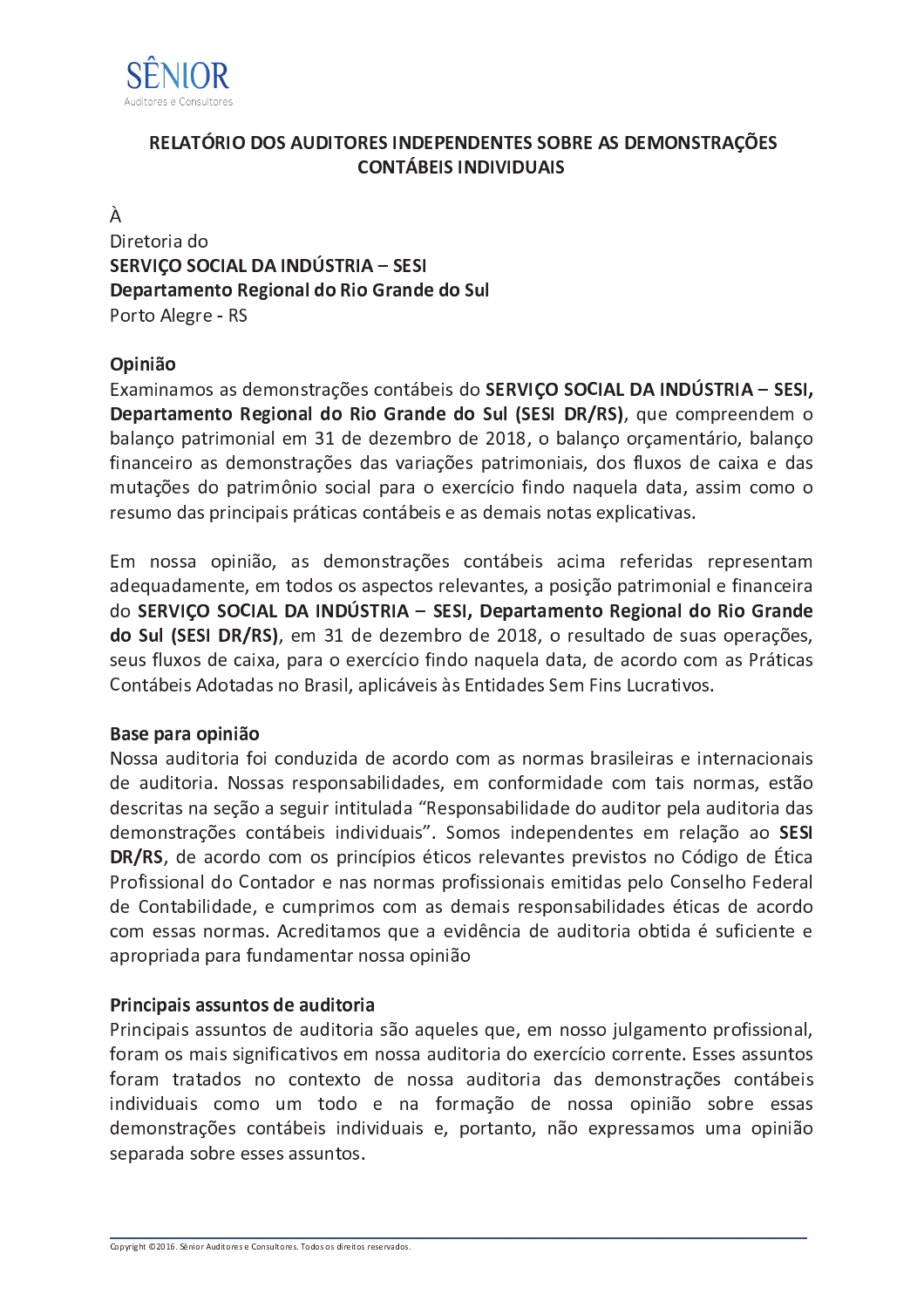SÊNIOR
Auditores e Consultores

# RELATÓRIO DOS AUDITORES INDEPENDENTES SOBRE AS DEMONSTRAÇÕES CONTÁBEIS INDIVIDUAIS

À
Diretoria do
**SERVIÇO SOCIAL DA INDÚSTRIA – SESI**
**Departamento Regional do Rio Grande do Sul**
Porto Alegre - RS

## Opinião

Examinamos as demonstrações contábeis do **SERVIÇO SOCIAL DA INDÚSTRIA – SESI, Departamento Regional do Rio Grande do Sul (SESI DR/RS)**, que compreendem o balanço patrimonial em 31 de dezembro de 2018, o balanço orçamentário, balanço financeiro as demonstrações das variações patrimoniais, dos fluxos de caixa e das mutações do patrimônio social para o exercício findo naquela data, assim como o resumo das principais práticas contábeis e as demais notas explicativas.

Em nossa opinião, as demonstrações contábeis acima referidas representam adequadamente, em todos os aspectos relevantes, a posição patrimonial e financeira do **SERVIÇO SOCIAL DA INDÚSTRIA – SESI, Departamento Regional do Rio Grande do Sul (SESI DR/RS)**, em 31 de dezembro de 2018, o resultado de suas operações, seus fluxos de caixa, para o exercício findo naquela data, de acordo com as Práticas Contábeis Adotadas no Brasil, aplicáveis às Entidades Sem Fins Lucrativos.

## Base para opinião

Nossa auditoria foi conduzida de acordo com as normas brasileiras e internacionais de auditoria. Nossas responsabilidades, em conformidade com tais normas, estão descritas na seção a seguir intitulada “Responsabilidade do auditor pela auditoria das demonstrações contábeis individuais”. Somos independentes em relação ao **SESI DR/RS**, de acordo com os princípios éticos relevantes previstos no Código de Ética Profissional do Contador e nas normas profissionais emitidas pelo Conselho Federal de Contabilidade, e cumprimos com as demais responsabilidades éticas de acordo com essas normas. Acreditamos que a evidência de auditoria obtida é suficiente e apropriada para fundamentar nossa opinião

## Principais assuntos de auditoria

Principais assuntos de auditoria são aqueles que, em nosso julgamento profissional, foram os mais significativos em nossa auditoria do exercício corrente. Esses assuntos foram tratados no contexto de nossa auditoria das demonstrações contábeis individuais como um todo e na formação de nossa opinião sobre essas demonstrações contábeis individuais e, portanto, não expressamos uma opinião separada sobre esses assuntos.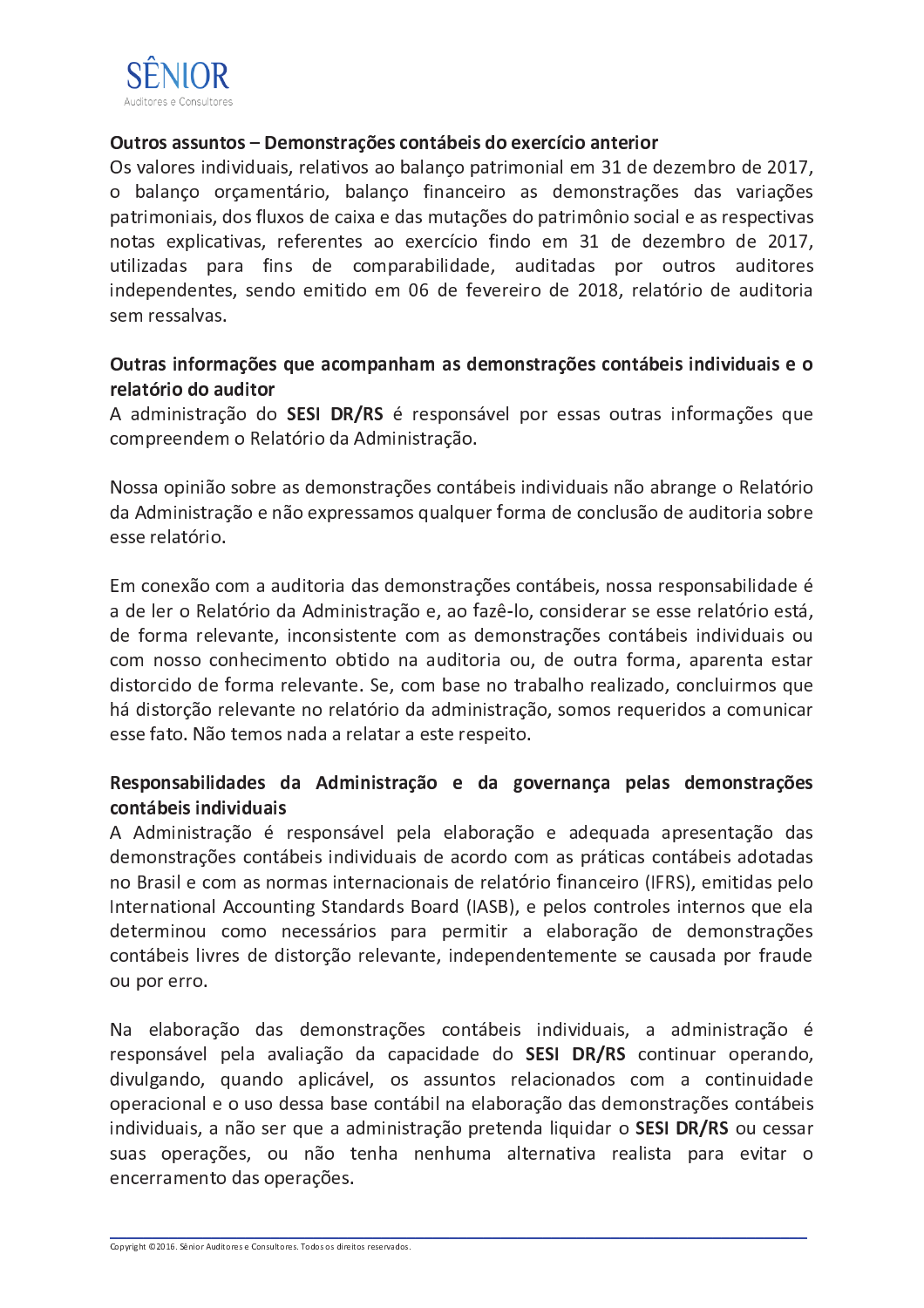### Outros assuntos – Demonstrações contábeis do exercício anterior

Os valores individuais, relativos ao balanço patrimonial em 31 de dezembro de 2017, o balanço orçamentário, balanço financeiro as demonstrações das variações patrimoniais, dos fluxos de caixa e das mutações do patrimônio social e as respectivas notas explicativas, referentes ao exercício findo em 31 de dezembro de 2017, utilizadas para fins de comparabilidade, auditadas por outros auditores independentes, sendo emitido em 06 de fevereiro de 2018, relatório de auditoria sem ressalvas.

### Outras informações que acompanham as demonstrações contábeis individuais e o relatório do auditor

A administração do **SESI DR/RS** é responsável por essas outras informações que compreendem o Relatório da Administração.

Nossa opinião sobre as demonstrações contábeis individuais não abrange o Relatório da Administração e não expressamos qualquer forma de conclusão de auditoria sobre esse relatório.

Em conexão com a auditoria das demonstrações contábeis, nossa responsabilidade é a de ler o Relatório da Administração e, ao fazê-lo, considerar se esse relatório está, de forma relevante, inconsistente com as demonstrações contábeis individuais ou com nosso conhecimento obtido na auditoria ou, de outra forma, aparenta estar distorcido de forma relevante. Se, com base no trabalho realizado, concluirmos que há distorção relevante no relatório da administração, somos requeridos a comunicar esse fato. Não temos nada a relatar a este respeito.

### Responsabilidades da Administração e da governança pelas demonstrações contábeis individuais

A Administração é responsável pela elaboração e adequada apresentação das demonstrações contábeis individuais de acordo com as práticas contábeis adotadas no Brasil e com as normas internacionais de relatório financeiro (IFRS), emitidas pelo International Accounting Standards Board (IASB), e pelos controles internos que ela determinou como necessários para permitir a elaboração de demonstrações contábeis livres de distorção relevante, independentemente se causada por fraude ou por erro.

Na elaboração das demonstrações contábeis individuais, a administração é responsável pela avaliação da capacidade do **SESI DR/RS** continuar operando, divulgando, quando aplicável, os assuntos relacionados com a continuidade operacional e o uso dessa base contábil na elaboração das demonstrações contábeis individuais, a não ser que a administração pretenda liquidar o **SESI DR/RS** ou cessar suas operações, ou não tenha nenhuma alternativa realista para evitar o encerramento das operações.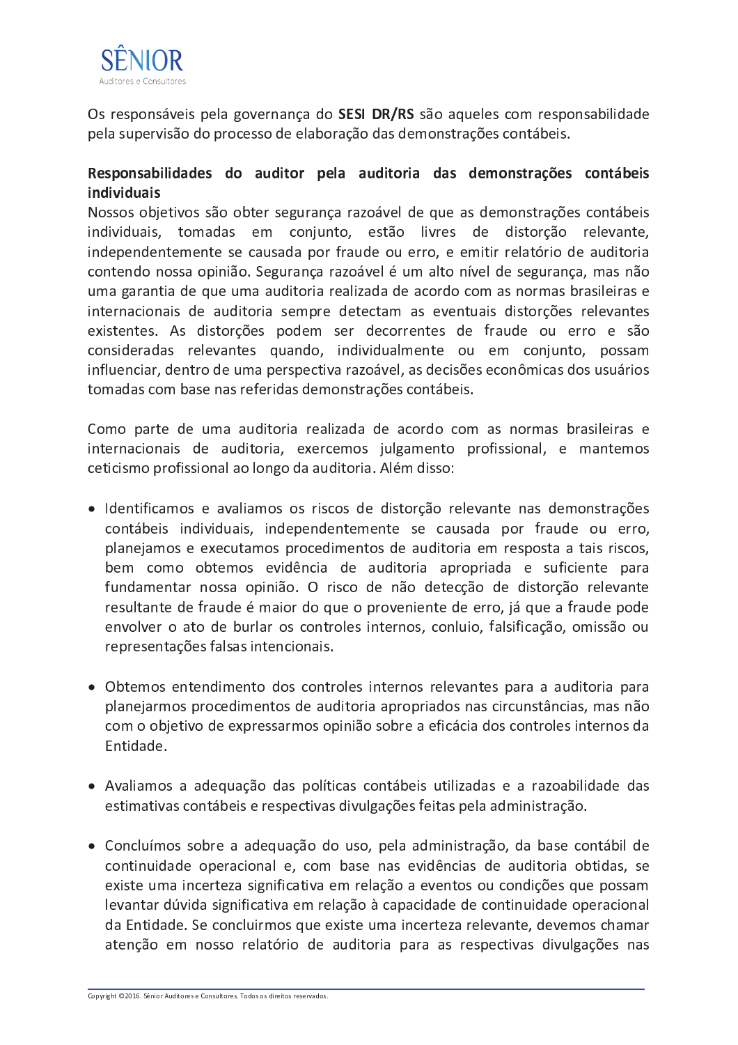Os responsáveis pela governança do **SESI DR/RS** são aqueles com responsabilidade pela supervisão do processo de elaboração das demonstrações contábeis.

**Responsabilidades do auditor pela auditoria das demonstrações contábeis individuais**

Nossos objetivos são obter segurança razoável de que as demonstrações contábeis individuais, tomadas em conjunto, estão livres de distorção relevante, independentemente se causada por fraude ou erro, e emitir relatório de auditoria contendo nossa opinião. Segurança razoável é um alto nível de segurança, mas não uma garantia de que uma auditoria realizada de acordo com as normas brasileiras e internacionais de auditoria sempre detectam as eventuais distorções relevantes existentes. As distorções podem ser decorrentes de fraude ou erro e são consideradas relevantes quando, individualmente ou em conjunto, possam influenciar, dentro de uma perspectiva razoável, as decisões econômicas dos usuários tomadas com base nas referidas demonstrações contábeis.

Como parte de uma auditoria realizada de acordo com as normas brasileiras e internacionais de auditoria, exercemos julgamento profissional, e mantemos ceticismo profissional ao longo da auditoria. Além disso:

- Identificamos e avaliamos os riscos de distorção relevante nas demonstrações contábeis individuais, independentemente se causada por fraude ou erro, planejamos e executamos procedimentos de auditoria em resposta a tais riscos, bem como obtemos evidência de auditoria apropriada e suficiente para fundamentar nossa opinião. O risco de não detecção de distorção relevante resultante de fraude é maior do que o proveniente de erro, já que a fraude pode envolver o ato de burlar os controles internos, conluio, falsificação, omissão ou representações falsas intencionais.

- Obtemos entendimento dos controles internos relevantes para a auditoria para planejarmos procedimentos de auditoria apropriados nas circunstâncias, mas não com o objetivo de expressarmos opinião sobre a eficácia dos controles internos da Entidade.

- Avaliamos a adequação das políticas contábeis utilizadas e a razoabilidade das estimativas contábeis e respectivas divulgações feitas pela administração.

- Concluímos sobre a adequação do uso, pela administração, da base contábil de continuidade operacional e, com base nas evidências de auditoria obtidas, se existe uma incerteza significativa em relação a eventos ou condições que possam levantar dúvida significativa em relação à capacidade de continuidade operacional da Entidade. Se concluirmos que existe uma incerteza relevante, devemos chamar atenção em nosso relatório de auditoria para as respectivas divulgações nas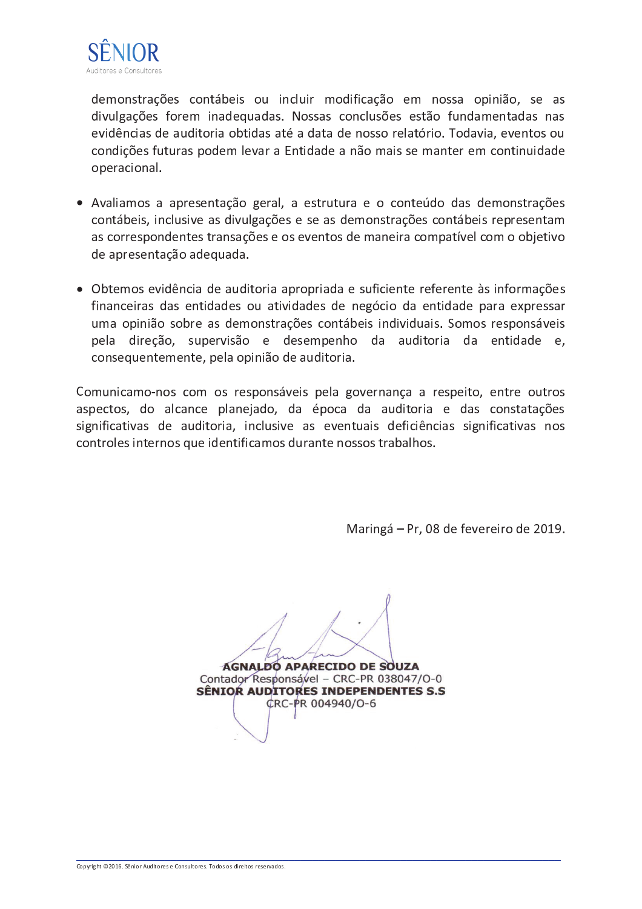demonstrações contábeis ou incluir modificação em nossa opinião, se as divulgações forem inadequadas. Nossas conclusões estão fundamentadas nas evidências de auditoria obtidas até a data de nosso relatório. Todavia, eventos ou condições futuras podem levar a Entidade a não mais se manter em continuidade operacional.

- Avaliamos a apresentação geral, a estrutura e o conteúdo das demonstrações contábeis, inclusive as divulgações e se as demonstrações contábeis representam as correspondentes transações e os eventos de maneira compatível com o objetivo de apresentação adequada.

- Obtemos evidência de auditoria apropriada e suficiente referente às informações financeiras das entidades ou atividades de negócio da entidade para expressar uma opinião sobre as demonstrações contábeis individuais. Somos responsáveis pela direção, supervisão e desempenho da auditoria da entidade e, consequentemente, pela opinião de auditoria.

Comunicamo-nos com os responsáveis pela governança a respeito, entre outros aspectos, do alcance planejado, da época da auditoria e das constatações significativas de auditoria, inclusive as eventuais deficiências significativas nos controles internos que identificamos durante nossos trabalhos.

Maringá – Pr, 08 de fevereiro de 2019.

**AGNALDO APARECIDO DE SOUZA**
Contador Responsável – CRC-PR 038047/O-0
**SÊNIOR AUDITORES INDEPENDENTES S.S**
CRC-PR 004940/O-6